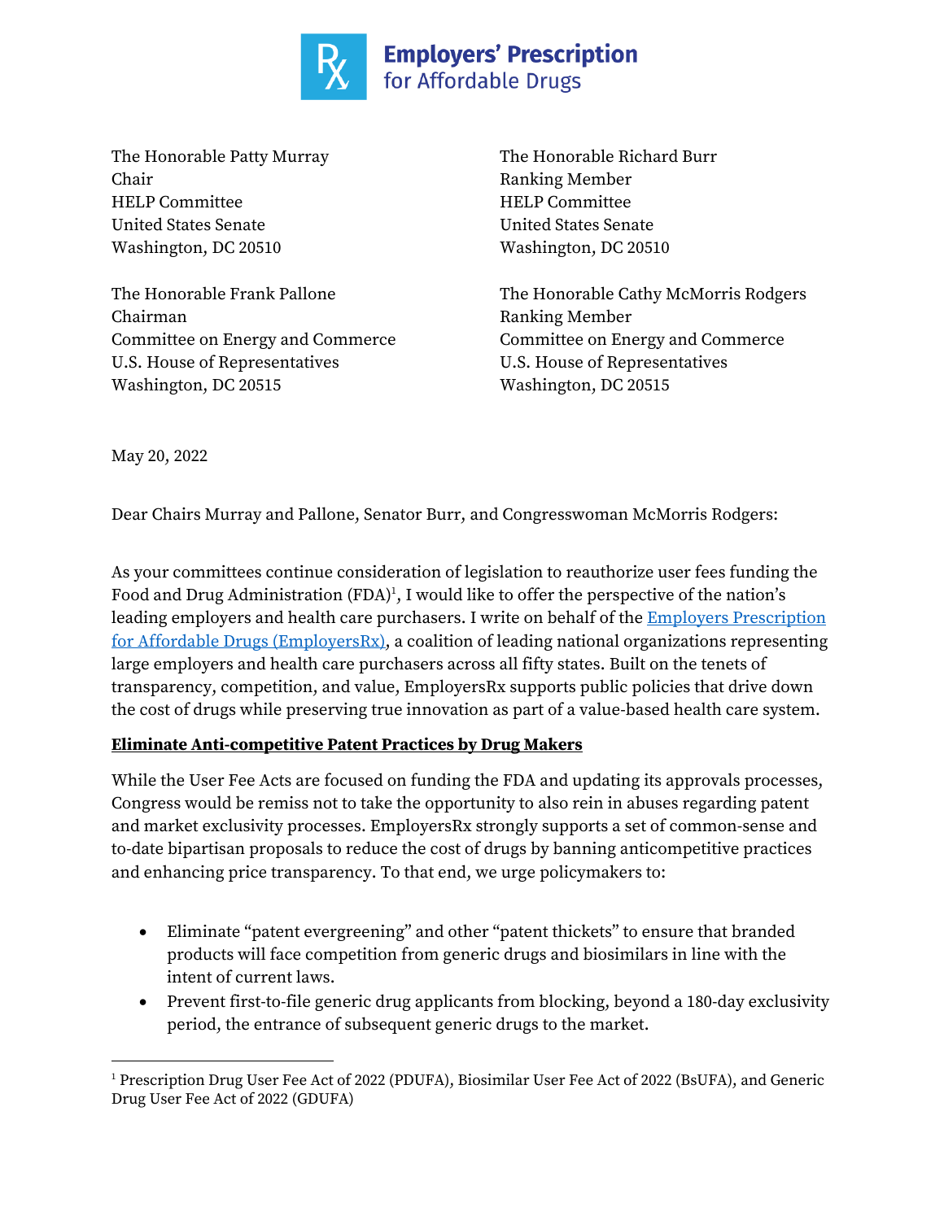**Employers' Prescription for Affordable Drugs**

The Honorable Patty Murray
Chair
HELP Committee
United States Senate
Washington, DC 20510

The Honorable Richard Burr
Ranking Member
HELP Committee
United States Senate
Washington, DC 20510

The Honorable Frank Pallone
Chairman
Committee on Energy and Commerce
U.S. House of Representatives
Washington, DC 20515

The Honorable Cathy McMorris Rodgers
Ranking Member
Committee on Energy and Commerce
U.S. House of Representatives
Washington, DC 20515

May 20, 2022

Dear Chairs Murray and Pallone, Senator Burr, and Congresswoman McMorris Rodgers:

As your committees continue consideration of legislation to reauthorize user fees funding the Food and Drug Administration (FDA)[1], I would like to offer the perspective of the nation's leading employers and health care purchasers. I write on behalf of the [Employers Prescription for Affordable Drugs (EmployersRx)](), a coalition of leading national organizations representing large employers and health care purchasers across all fifty states. Built on the tenets of transparency, competition, and value, EmployersRx supports public policies that drive down the cost of drugs while preserving true innovation as part of a value-based health care system.

**Eliminate Anti-competitive Patent Practices by Drug Makers**

While the User Fee Acts are focused on funding the FDA and updating its approvals processes, Congress would be remiss not to take the opportunity to also rein in abuses regarding patent and market exclusivity processes. EmployersRx strongly supports a set of common-sense and to-date bipartisan proposals to reduce the cost of drugs by banning anticompetitive practices and enhancing price transparency. To that end, we urge policymakers to:

- Eliminate "patent evergreening" and other "patent thickets" to ensure that branded products will face competition from generic drugs and biosimilars in line with the intent of current laws.
- Prevent first-to-file generic drug applicants from blocking, beyond a 180-day exclusivity period, the entrance of subsequent generic drugs to the market.

[1] Prescription Drug User Fee Act of 2022 (PDUFA), Biosimilar User Fee Act of 2022 (BsUFA), and Generic Drug User Fee Act of 2022 (GDUFA)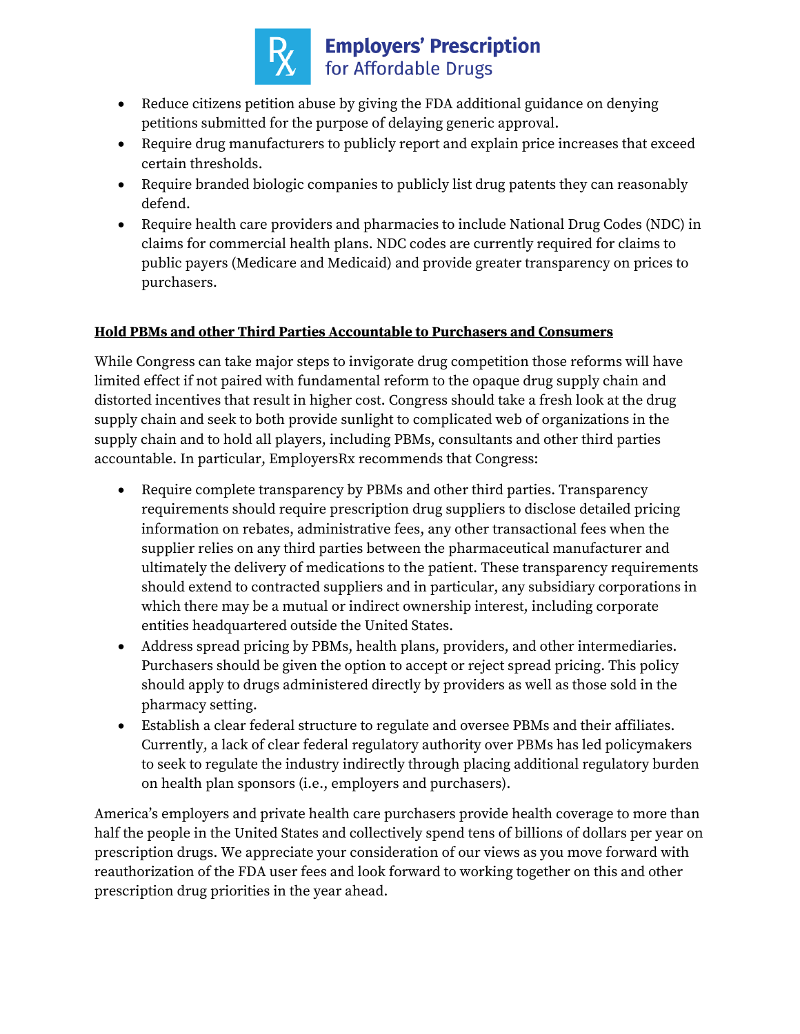- Reduce citizens petition abuse by giving the FDA additional guidance on denying petitions submitted for the purpose of delaying generic approval.
- Require drug manufacturers to publicly report and explain price increases that exceed certain thresholds.
- Require branded biologic companies to publicly list drug patents they can reasonably defend.
- Require health care providers and pharmacies to include National Drug Codes (NDC) in claims for commercial health plans. NDC codes are currently required for claims to public payers (Medicare and Medicaid) and provide greater transparency on prices to purchasers.

**Hold PBMs and other Third Parties Accountable to Purchasers and Consumers**

While Congress can take major steps to invigorate drug competition those reforms will have limited effect if not paired with fundamental reform to the opaque drug supply chain and distorted incentives that result in higher cost. Congress should take a fresh look at the drug supply chain and seek to both provide sunlight to complicated web of organizations in the supply chain and to hold all players, including PBMs, consultants and other third parties accountable. In particular, EmployersRx recommends that Congress:

- Require complete transparency by PBMs and other third parties. Transparency requirements should require prescription drug suppliers to disclose detailed pricing information on rebates, administrative fees, any other transactional fees when the supplier relies on any third parties between the pharmaceutical manufacturer and ultimately the delivery of medications to the patient. These transparency requirements should extend to contracted suppliers and in particular, any subsidiary corporations in which there may be a mutual or indirect ownership interest, including corporate entities headquartered outside the United States.
- Address spread pricing by PBMs, health plans, providers, and other intermediaries. Purchasers should be given the option to accept or reject spread pricing. This policy should apply to drugs administered directly by providers as well as those sold in the pharmacy setting.
- Establish a clear federal structure to regulate and oversee PBMs and their affiliates. Currently, a lack of clear federal regulatory authority over PBMs has led policymakers to seek to regulate the industry indirectly through placing additional regulatory burden on health plan sponsors (i.e., employers and purchasers).

America's employers and private health care purchasers provide health coverage to more than half the people in the United States and collectively spend tens of billions of dollars per year on prescription drugs. We appreciate your consideration of our views as you move forward with reauthorization of the FDA user fees and look forward to working together on this and other prescription drug priorities in the year ahead.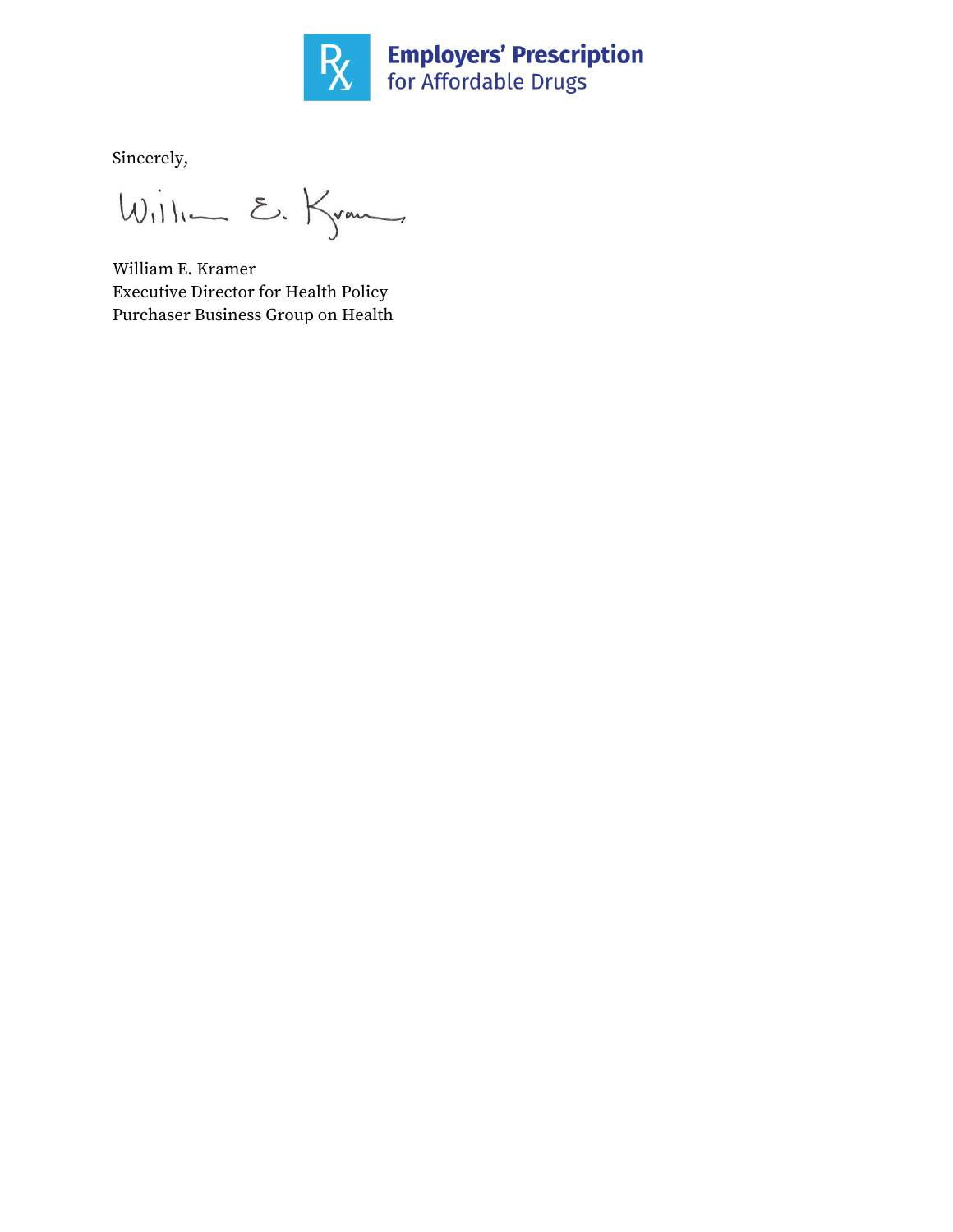Employers' Prescription for Affordable Drugs

Sincerely,

William E. Kramer
Executive Director for Health Policy
Purchaser Business Group on Health